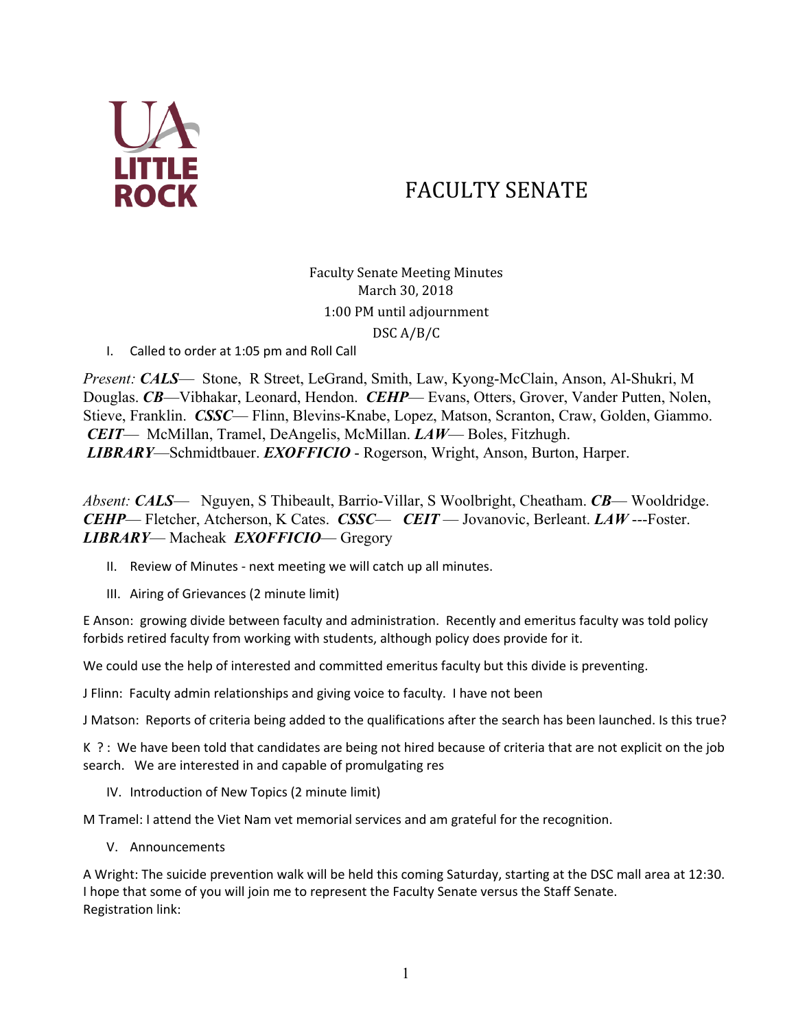UA LITTLE ROCK

# FACULTY SENATE

Faculty Senate Meeting Minutes
March 30, 2018
1:00 PM until adjournment
DSC A/B/C

I. Called to order at 1:05 pm and Roll Call

*Present:* ***CALS***— Stone, R Street, LeGrand, Smith, Law, Kyong-McClain, Anson, Al-Shukri, M Douglas. ***CB***—Vibhakar, Leonard, Hendon. ***CEHP***— Evans, Otters, Grover, Vander Putten, Nolen, Stieve, Franklin. ***CSSC***— Flinn, Blevins-Knabe, Lopez, Matson, Scranton, Craw, Golden, Giammo. ***CEIT***— McMillan, Tramel, DeAngelis, McMillan. ***LAW***— Boles, Fitzhugh. ***LIBRARY***—Schmidtbauer. ***EXOFFICIO*** - Rogerson, Wright, Anson, Burton, Harper.

*Absent:* ***CALS***— Nguyen, S Thibeault, Barrio-Villar, S Woolbright, Cheatham. ***CB***— Wooldridge. ***CEHP***— Fletcher, Atcherson, K Cates. ***CSSC***— ***CEIT*** — Jovanovic, Berleant. ***LAW*** ---Foster. ***LIBRARY***— Macheak ***EXOFFICIO***— Gregory

II. Review of Minutes - next meeting we will catch up all minutes.

III. Airing of Grievances (2 minute limit)

E Anson: growing divide between faculty and administration. Recently and emeritus faculty was told policy forbids retired faculty from working with students, although policy does provide for it.

We could use the help of interested and committed emeritus faculty but this divide is preventing.

J Flinn: Faculty admin relationships and giving voice to faculty. I have not been

J Matson: Reports of criteria being added to the qualifications after the search has been launched. Is this true?

K ?: We have been told that candidates are being not hired because of criteria that are not explicit on the job search. We are interested in and capable of promulgating res

IV. Introduction of New Topics (2 minute limit)

M Tramel: I attend the Viet Nam vet memorial services and am grateful for the recognition.

V. Announcements

A Wright: The suicide prevention walk will be held this coming Saturday, starting at the DSC mall area at 12:30. I hope that some of you will join me to represent the Faculty Senate versus the Staff Senate.
Registration link: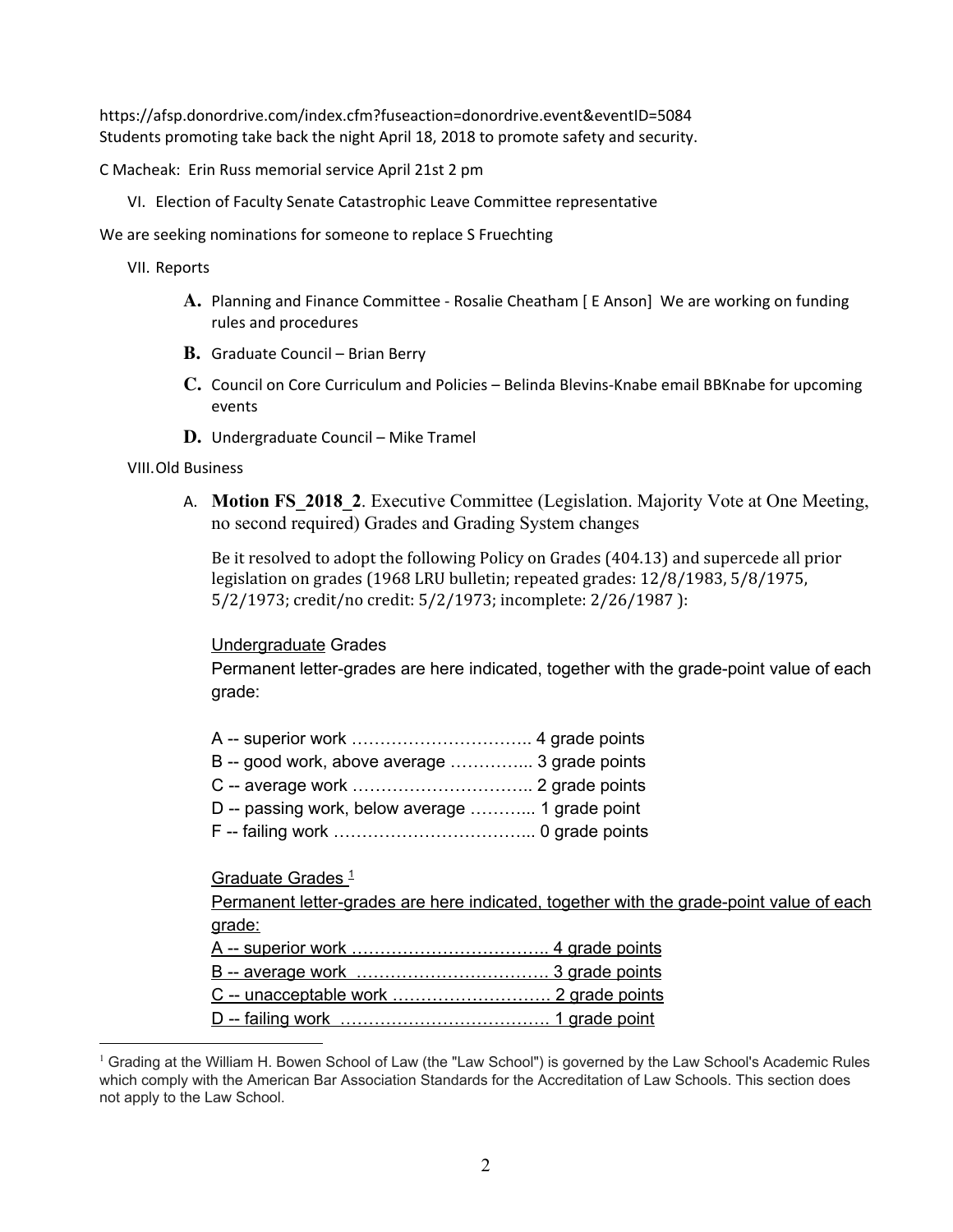https://afsp.donordrive.com/index.cfm?fuseaction=donordrive.event&eventID=5084
Students promoting take back the night April 18, 2018 to promote safety and security.

C Macheak: Erin Russ memorial service April 21st 2 pm

VI. Election of Faculty Senate Catastrophic Leave Committee representative

We are seeking nominations for someone to replace S Fruechting

VII. Reports

**A.** Planning and Finance Committee - Rosalie Cheatham [ E Anson] We are working on funding rules and procedures

**B.** Graduate Council – Brian Berry

**C.** Council on Core Curriculum and Policies – Belinda Blevins-Knabe email BBKnabe for upcoming events

**D.** Undergraduate Council – Mike Tramel

VIII. Old Business

A. **Motion FS_2018_2**. Executive Committee (Legislation. Majority Vote at One Meeting, no second required) Grades and Grading System changes

Be it resolved to adopt the following Policy on Grades (404.13) and supercede all prior legislation on grades (1968 LRU bulletin; repeated grades: 12/8/1983, 5/8/1975, 5/2/1973; credit/no credit: 5/2/1973; incomplete: 2/26/1987 ):

<u>Undergraduate</u> Grades

Permanent letter-grades are here indicated, together with the grade-point value of each grade:

A -- superior work ………………………….. 4 grade points
B -- good work, above average ………….. 3 grade points
C -- average work ………………………….. 2 grade points
D -- passing work, below average ……….. 1 grade point
F -- failing work ……………………………... 0 grade points

<u>Graduate Grades</u> [1]

<u>Permanent letter-grades are here indicated, together with the grade-point value of each grade:</u>
<u>A -- superior work …………………………….. 4 grade points</u>
<u>B -- average work ……………………………. 3 grade points</u>
<u>C -- unacceptable work ………………………. 2 grade points</u>
<u>D -- failing work ………………………………. 1 grade point</u>

[1] Grading at the William H. Bowen School of Law (the "Law School") is governed by the Law School's Academic Rules which comply with the American Bar Association Standards for the Accreditation of Law Schools. This section does not apply to the Law School.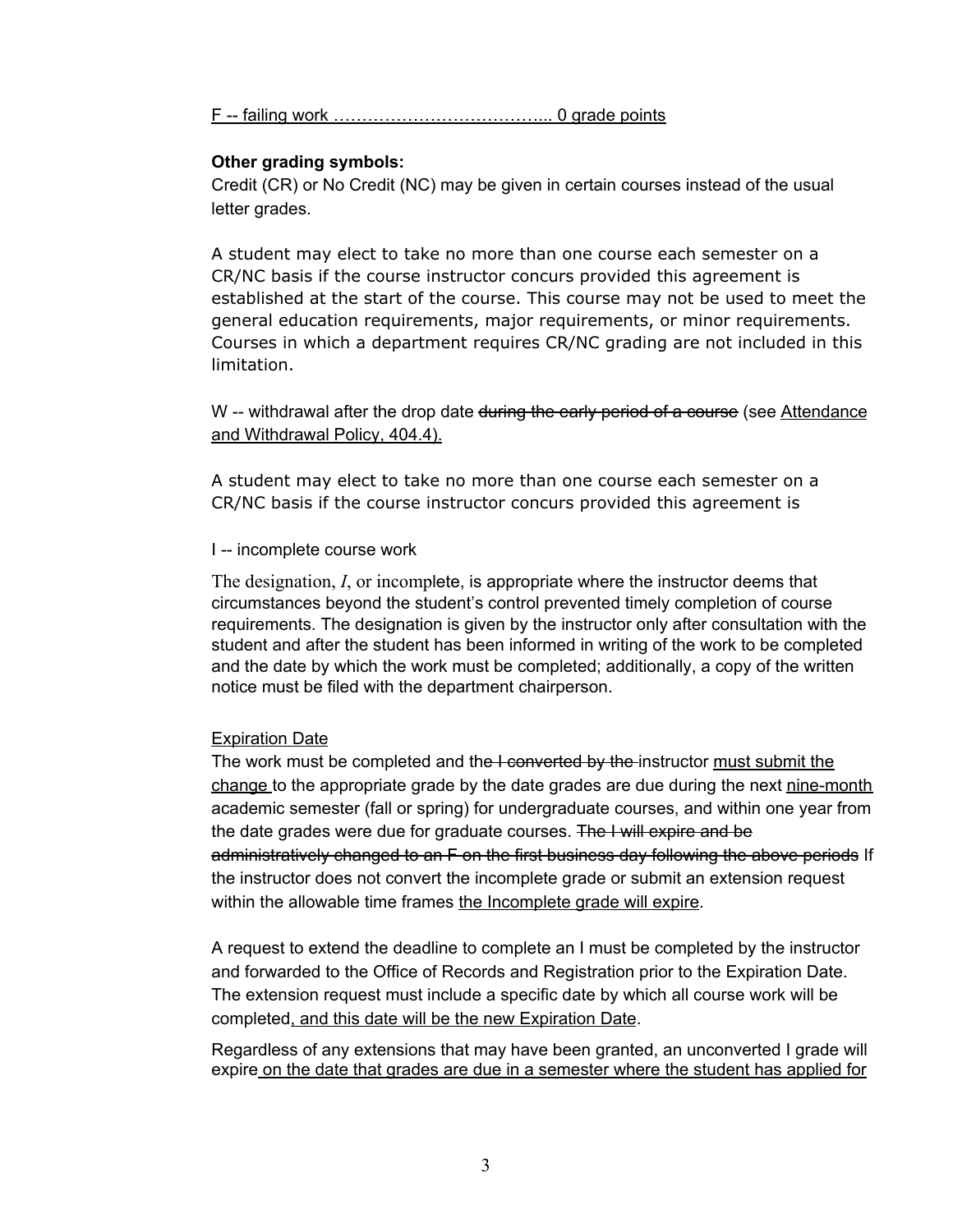<u>F -- failing work ………………………………... 0 grade points</u>

**Other grading symbols:**

Credit (CR) or No Credit (NC) may be given in certain courses instead of the usual letter grades.

A student may elect to take no more than one course each semester on a CR/NC basis if the course instructor concurs provided this agreement is established at the start of the course. This course may not be used to meet the general education requirements, major requirements, or minor requirements. Courses in which a department requires CR/NC grading are not included in this limitation.

W -- withdrawal after the drop date ~~during the early period of a course~~ (see <u>Attendance and Withdrawal Policy, 404.4).</u>

A student may elect to take no more than one course each semester on a CR/NC basis if the course instructor concurs provided this agreement is

I -- incomplete course work

The designation, *I*, or incomplete, is appropriate where the instructor deems that circumstances beyond the student's control prevented timely completion of course requirements. The designation is given by the instructor only after consultation with the student and after the student has been informed in writing of the work to be completed and the date by which the work must be completed; additionally, a copy of the written notice must be filed with the department chairperson.

<u>Expiration Date</u>

The work must be completed and th~~e I converted by the~~ instructor <u>must submit the change</u> to the appropriate grade by the date grades are due during the next <u>nine-month</u> academic semester (fall or spring) for undergraduate courses, and within one year from the date grades were due for graduate courses. ~~The I will expire and be administratively changed to an F on the first business day following the above periods~~ If the instructor does not convert the incomplete grade or submit an extension request within the allowable time frames <u>the Incomplete grade will expire</u>.

A request to extend the deadline to complete an I must be completed by the instructor and forwarded to the Office of Records and Registration prior to the Expiration Date. The extension request must include a specific date by which all course work will be completed<u>, and this date will be the new Expiration Date</u>.

Regardless of any extensions that may have been granted, an unconverted I grade will expire<u> on the date that grades are due in a semester where the student has applied for</u>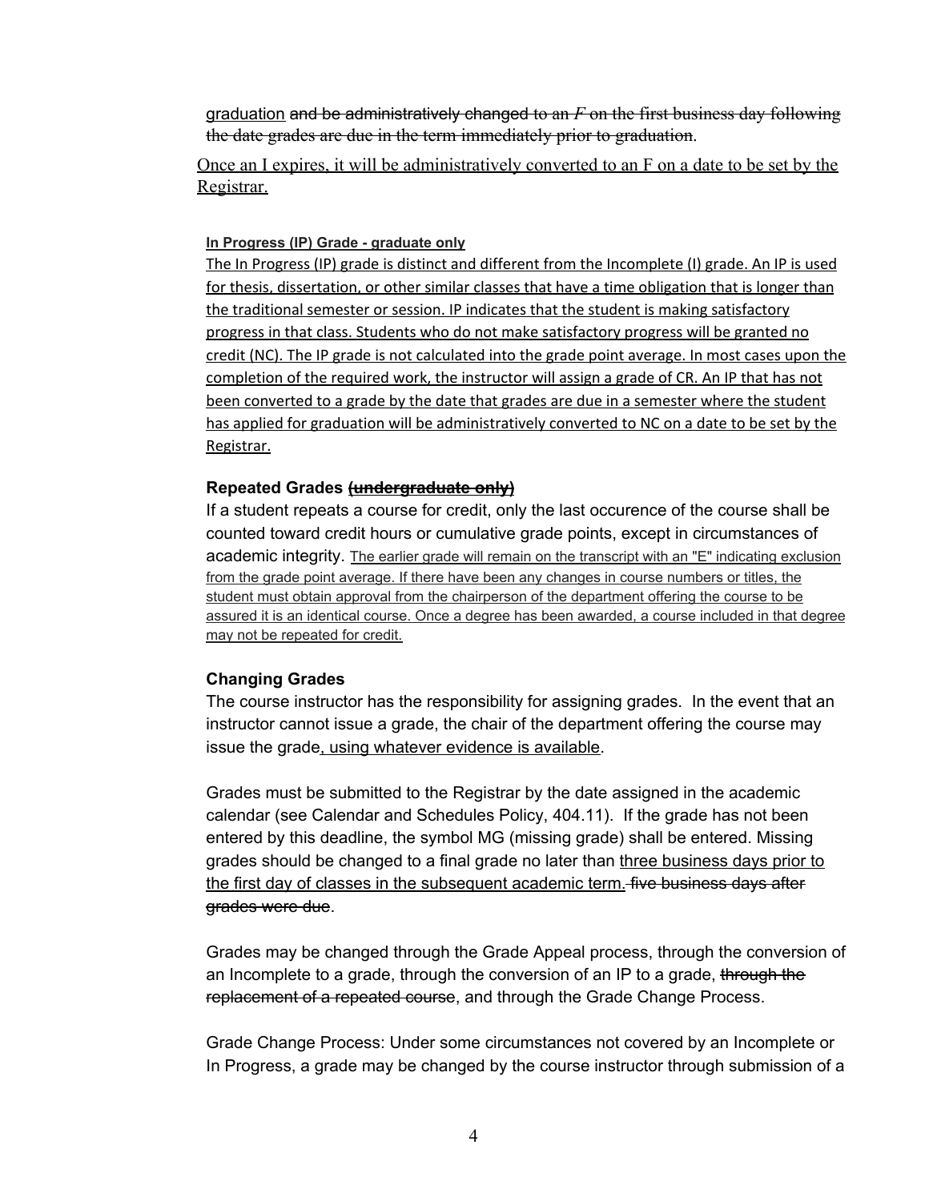graduation ~~and be administratively changed to an *F* on the first business day following the date grades are due in the term immediately prior to graduation~~.

<u>Once an I expires, it will be administratively converted to an F on a date to be set by the Registrar.</u>

**<u>In Progress (IP) Grade - graduate only</u>**

<u>The In Progress (IP) grade is distinct and different from the Incomplete (I) grade. An IP is used for thesis, dissertation, or other similar classes that have a time obligation that is longer than the traditional semester or session. IP indicates that the student is making satisfactory progress in that class. Students who do not make satisfactory progress will be granted no credit (NC). The IP grade is not calculated into the grade point average. In most cases upon the completion of the required work, the instructor will assign a grade of CR. An IP that has not been converted to a grade by the date that grades are due in a semester where the student has applied for graduation will be administratively converted to NC on a date to be set by the Registrar.</u>

**Repeated Grades ~~(undergraduate only)~~**

If a student repeats a course for credit, only the last occurence of the course shall be counted toward credit hours or cumulative grade points, except in circumstances of academic integrity. <u>The earlier grade will remain on the transcript with an "E" indicating exclusion from the grade point average. If there have been any changes in course numbers or titles, the student must obtain approval from the chairperson of the department offering the course to be assured it is an identical course. Once a degree has been awarded, a course included in that degree may not be repeated for credit.</u>

**Changing Grades**

The course instructor has the responsibility for assigning grades. In the event that an instructor cannot issue a grade, the chair of the department offering the course may issue the grade<u>, using whatever evidence is available</u>.

Grades must be submitted to the Registrar by the date assigned in the academic calendar (see Calendar and Schedules Policy, 404.11). If the grade has not been entered by this deadline, the symbol MG (missing grade) shall be entered. Missing grades should be changed to a final grade no later than <u>three business days prior to the first day of classes in the subsequent academic term.</u> ~~five business days after grades were due~~.

Grades may be changed through the Grade Appeal process, through the conversion of an Incomplete to a grade, through the conversion of an IP to a grade, ~~through the replacement of a repeated course~~, and through the Grade Change Process.

Grade Change Process: Under some circumstances not covered by an Incomplete or In Progress, a grade may be changed by the course instructor through submission of a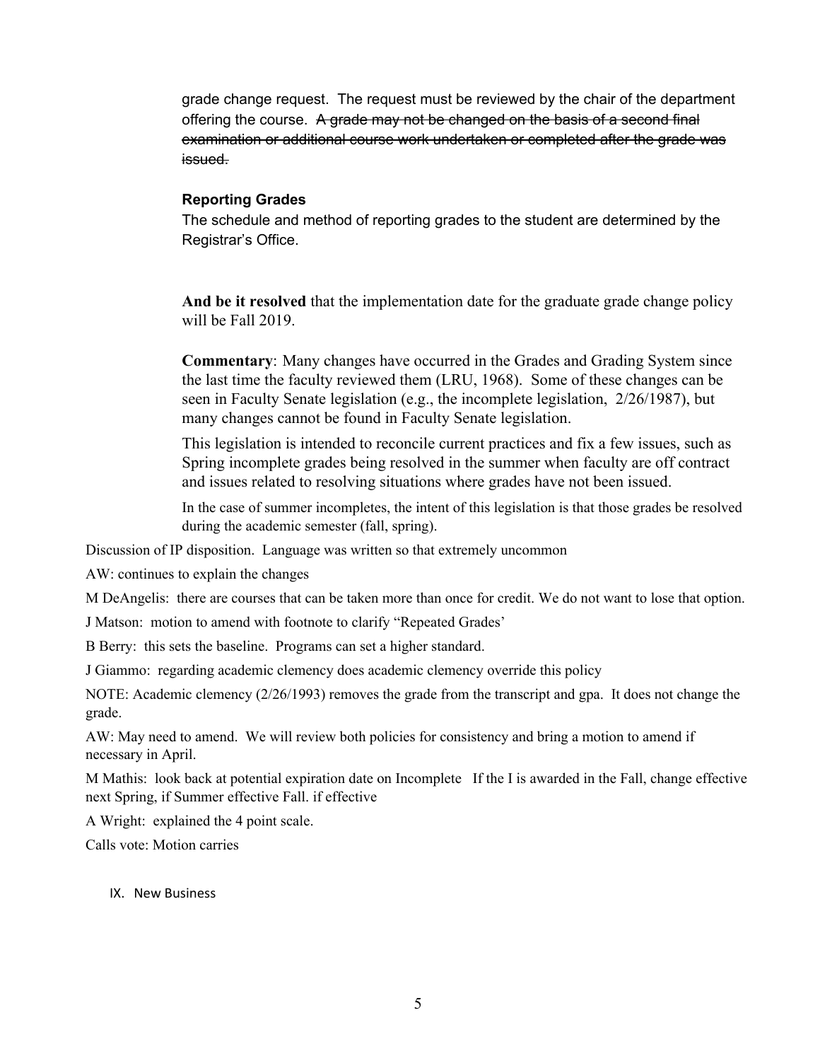grade change request. The request must be reviewed by the chair of the department offering the course. ~~A grade may not be changed on the basis of a second final examination or additional course work undertaken or completed after the grade was issued.~~

**Reporting Grades**

The schedule and method of reporting grades to the student are determined by the Registrar's Office.

**And be it resolved** that the implementation date for the graduate grade change policy will be Fall 2019.

**Commentary**: Many changes have occurred in the Grades and Grading System since the last time the faculty reviewed them (LRU, 1968). Some of these changes can be seen in Faculty Senate legislation (e.g., the incomplete legislation, 2/26/1987), but many changes cannot be found in Faculty Senate legislation.

This legislation is intended to reconcile current practices and fix a few issues, such as Spring incomplete grades being resolved in the summer when faculty are off contract and issues related to resolving situations where grades have not been issued.

In the case of summer incompletes, the intent of this legislation is that those grades be resolved during the academic semester (fall, spring).

Discussion of IP disposition. Language was written so that extremely uncommon

AW: continues to explain the changes

M DeAngelis: there are courses that can be taken more than once for credit. We do not want to lose that option.

J Matson: motion to amend with footnote to clarify "Repeated Grades'

B Berry: this sets the baseline. Programs can set a higher standard.

J Giammo: regarding academic clemency does academic clemency override this policy

NOTE: Academic clemency (2/26/1993) removes the grade from the transcript and gpa. It does not change the grade.

AW: May need to amend. We will review both policies for consistency and bring a motion to amend if necessary in April.

M Mathis: look back at potential expiration date on Incomplete If the I is awarded in the Fall, change effective next Spring, if Summer effective Fall. if effective

A Wright: explained the 4 point scale.

Calls vote: Motion carries

IX. New Business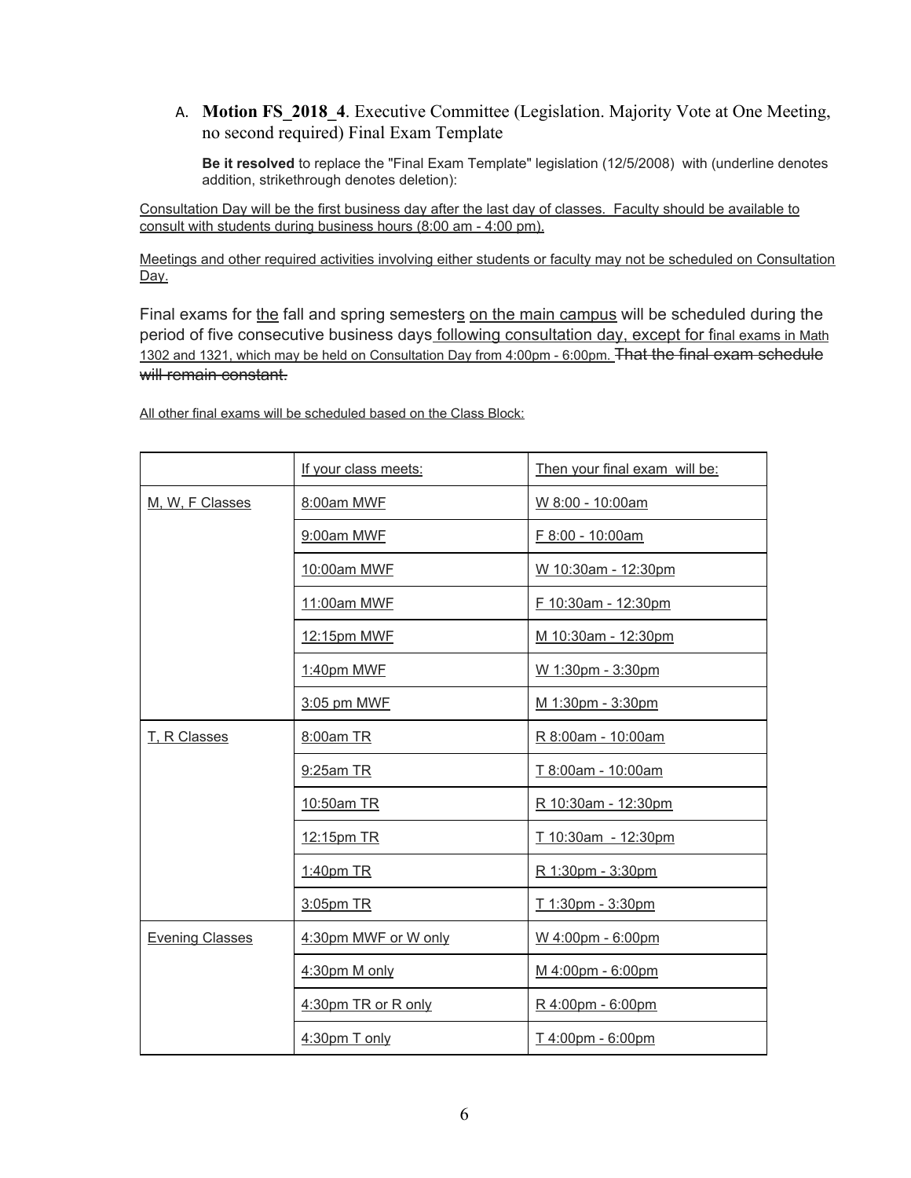A. **Motion FS_2018_4**. Executive Committee (Legislation. Majority Vote at One Meeting, no second required) Final Exam Template

**Be it resolved** to replace the "Final Exam Template" legislation (12/5/2008) with (underline denotes addition, strikethrough denotes deletion):

<u>Consultation Day will be the first business day after the last day of classes. Faculty should be available to consult with students during business hours (8:00 am - 4:00 pm).</u>

<u>Meetings and other required activities involving either students or faculty may not be scheduled on Consultation Day.</u>

Final exams for <u>the</u> fall and spring semester<u>s</u> <u>on the main campus</u> will be scheduled during the period of five consecutive business days<u> following consultation day, except for final exams in Math 1302 and 1321, which may be held on Consultation Day from 4:00pm - 6:00pm.</u> ~~That the final exam schedule will remain constant.~~

<u>All other final exams will be scheduled based on the Class Block:</u>

| | <u>If your class meets:</u> | <u>Then your final exam will be:</u> |
|---|---|---|
| <u>M, W, F Classes</u> | <u>8:00am MWF</u> | <u>W 8:00 - 10:00am</u> |
| | <u>9:00am MWF</u> | <u>F 8:00 - 10:00am</u> |
| | <u>10:00am MWF</u> | <u>W 10:30am - 12:30pm</u> |
| | <u>11:00am MWF</u> | <u>F 10:30am - 12:30pm</u> |
| | <u>12:15pm MWF</u> | <u>M 10:30am - 12:30pm</u> |
| | <u>1:40pm MWF</u> | <u>W 1:30pm - 3:30pm</u> |
| | <u>3:05 pm MWF</u> | <u>M 1:30pm - 3:30pm</u> |
| <u>T, R Classes</u> | <u>8:00am TR</u> | <u>R 8:00am - 10:00am</u> |
| | <u>9:25am TR</u> | <u>T 8:00am - 10:00am</u> |
| | <u>10:50am TR</u> | <u>R 10:30am - 12:30pm</u> |
| | <u>12:15pm TR</u> | <u>T 10:30am - 12:30pm</u> |
| | <u>1:40pm TR</u> | <u>R 1:30pm - 3:30pm</u> |
| | <u>3:05pm TR</u> | <u>T 1:30pm - 3:30pm</u> |
| <u>Evening Classes</u> | <u>4:30pm MWF or W only</u> | <u>W 4:00pm - 6:00pm</u> |
| | <u>4:30pm M only</u> | <u>M 4:00pm - 6:00pm</u> |
| | <u>4:30pm TR or R only</u> | <u>R 4:00pm - 6:00pm</u> |
| | <u>4:30pm T only</u> | <u>T 4:00pm - 6:00pm</u> |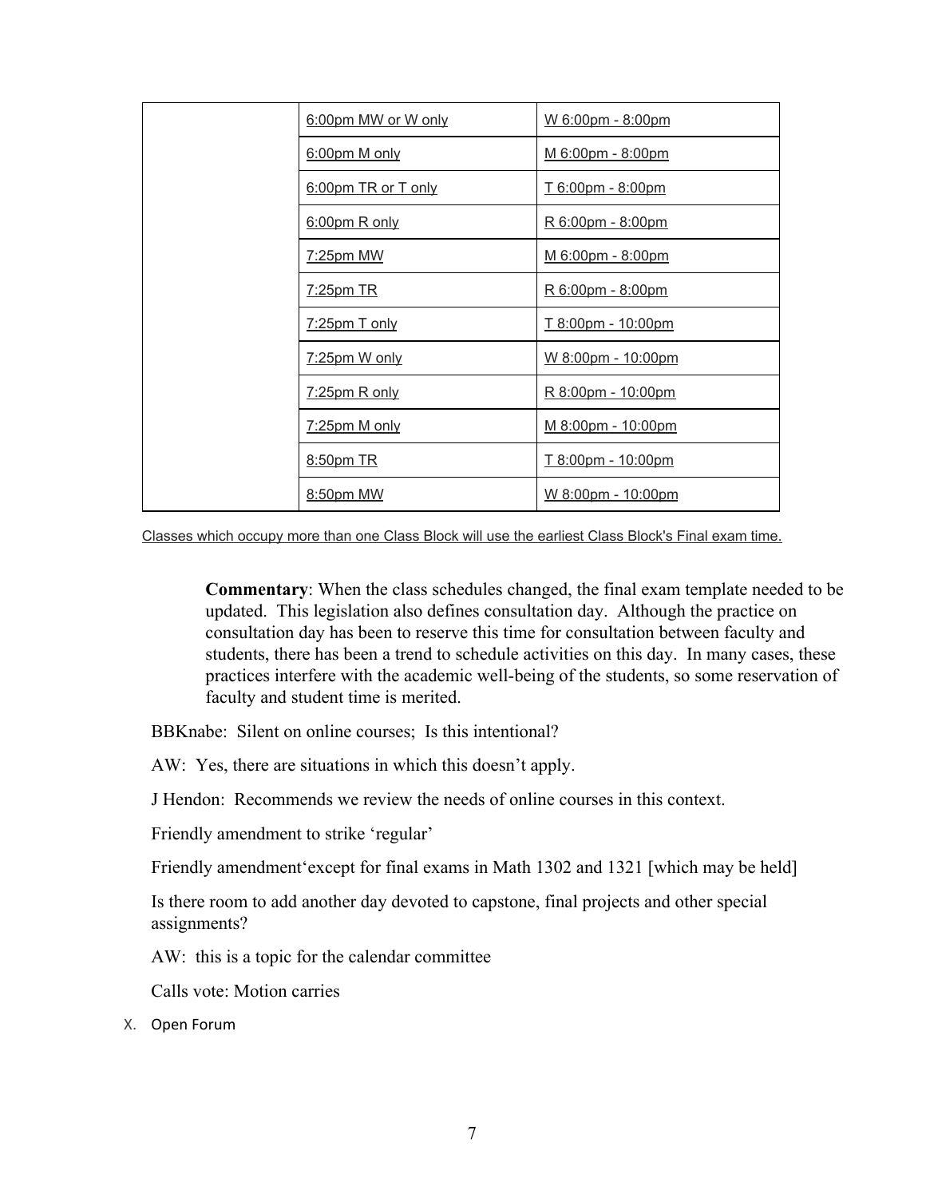| | | |
|---|---|---|
| | 6:00pm MW or W only | W 6:00pm - 8:00pm |
| | 6:00pm M only | M 6:00pm - 8:00pm |
| | 6:00pm TR or T only | T 6:00pm - 8:00pm |
| | 6:00pm R only | R 6:00pm - 8:00pm |
| | 7:25pm MW | M 6:00pm - 8:00pm |
| | 7:25pm TR | R 6:00pm - 8:00pm |
| | 7:25pm T only | T 8:00pm - 10:00pm |
| | 7:25pm W only | W 8:00pm - 10:00pm |
| | 7:25pm R only | R 8:00pm - 10:00pm |
| | 7:25pm M only | M 8:00pm - 10:00pm |
| | 8:50pm TR | T 8:00pm - 10:00pm |
| | 8:50pm MW | W 8:00pm - 10:00pm |

Classes which occupy more than one Class Block will use the earliest Class Block's Final exam time.

> **Commentary**: When the class schedules changed, the final exam template needed to be updated. This legislation also defines consultation day. Although the practice on consultation day has been to reserve this time for consultation between faculty and students, there has been a trend to schedule activities on this day. In many cases, these practices interfere with the academic well-being of the students, so some reservation of faculty and student time is merited.

BBKnabe: Silent on online courses; Is this intentional?

AW: Yes, there are situations in which this doesn't apply.

J Hendon: Recommends we review the needs of online courses in this context.

Friendly amendment to strike 'regular'

Friendly amendment'except for final exams in Math 1302 and 1321 [which may be held]

Is there room to add another day devoted to capstone, final projects and other special assignments?

AW: this is a topic for the calendar committee

Calls vote: Motion carries

X. Open Forum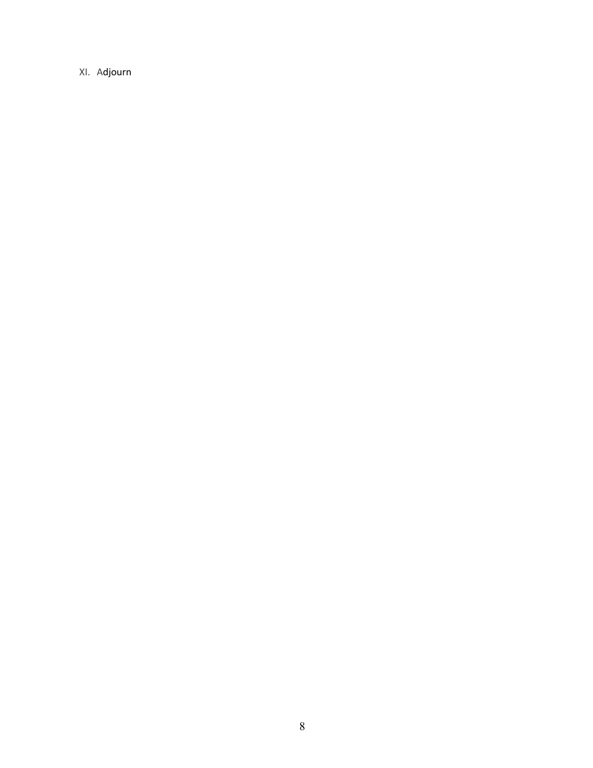XI. Adjourn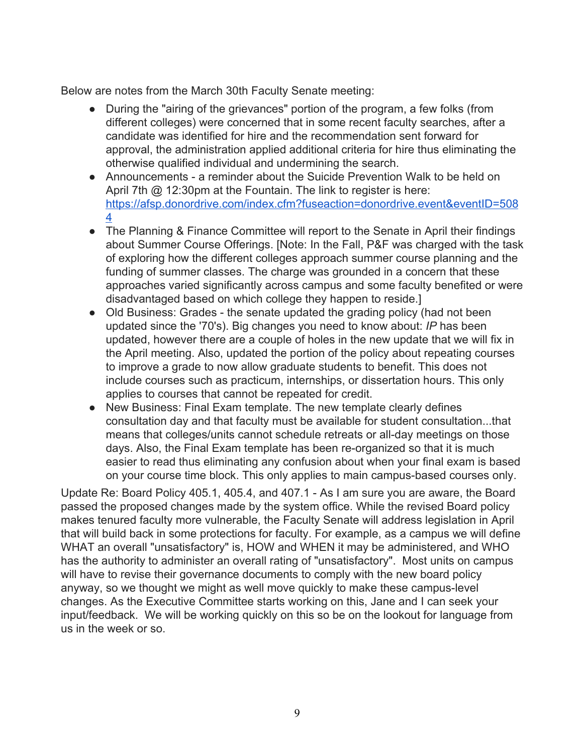Below are notes from the March 30th Faculty Senate meeting:

- During the "airing of the grievances" portion of the program, a few folks (from different colleges) were concerned that in some recent faculty searches, after a candidate was identified for hire and the recommendation sent forward for approval, the administration applied additional criteria for hire thus eliminating the otherwise qualified individual and undermining the search.
- Announcements - a reminder about the Suicide Prevention Walk to be held on April 7th @ 12:30pm at the Fountain. The link to register is here: [https://afsp.donordrive.com/index.cfm?fuseaction=donordrive.event&eventID=5084](https://afsp.donordrive.com/index.cfm?fuseaction=donordrive.event&eventID=5084)
- The Planning & Finance Committee will report to the Senate in April their findings about Summer Course Offerings. [Note: In the Fall, P&F was charged with the task of exploring how the different colleges approach summer course planning and the funding of summer classes. The charge was grounded in a concern that these approaches varied significantly across campus and some faculty benefited or were disadvantaged based on which college they happen to reside.]
- Old Business: Grades - the senate updated the grading policy (had not been updated since the '70's). Big changes you need to know about: *IP* has been updated, however there are a couple of holes in the new update that we will fix in the April meeting. Also, updated the portion of the policy about repeating courses to improve a grade to now allow graduate students to benefit. This does not include courses such as practicum, internships, or dissertation hours. This only applies to courses that cannot be repeated for credit.
- New Business: Final Exam template. The new template clearly defines consultation day and that faculty must be available for student consultation...that means that colleges/units cannot schedule retreats or all-day meetings on those days. Also, the Final Exam template has been re-organized so that it is much easier to read thus eliminating any confusion about when your final exam is based on your course time block. This only applies to main campus-based courses only.

Update Re: Board Policy 405.1, 405.4, and 407.1 - As I am sure you are aware, the Board passed the proposed changes made by the system office. While the revised Board policy makes tenured faculty more vulnerable, the Faculty Senate will address legislation in April that will build back in some protections for faculty. For example, as a campus we will define WHAT an overall "unsatisfactory" is, HOW and WHEN it may be administered, and WHO has the authority to administer an overall rating of "unsatisfactory". Most units on campus will have to revise their governance documents to comply with the new board policy anyway, so we thought we might as well move quickly to make these campus-level changes. As the Executive Committee starts working on this, Jane and I can seek your input/feedback. We will be working quickly on this so be on the lookout for language from us in the week or so.